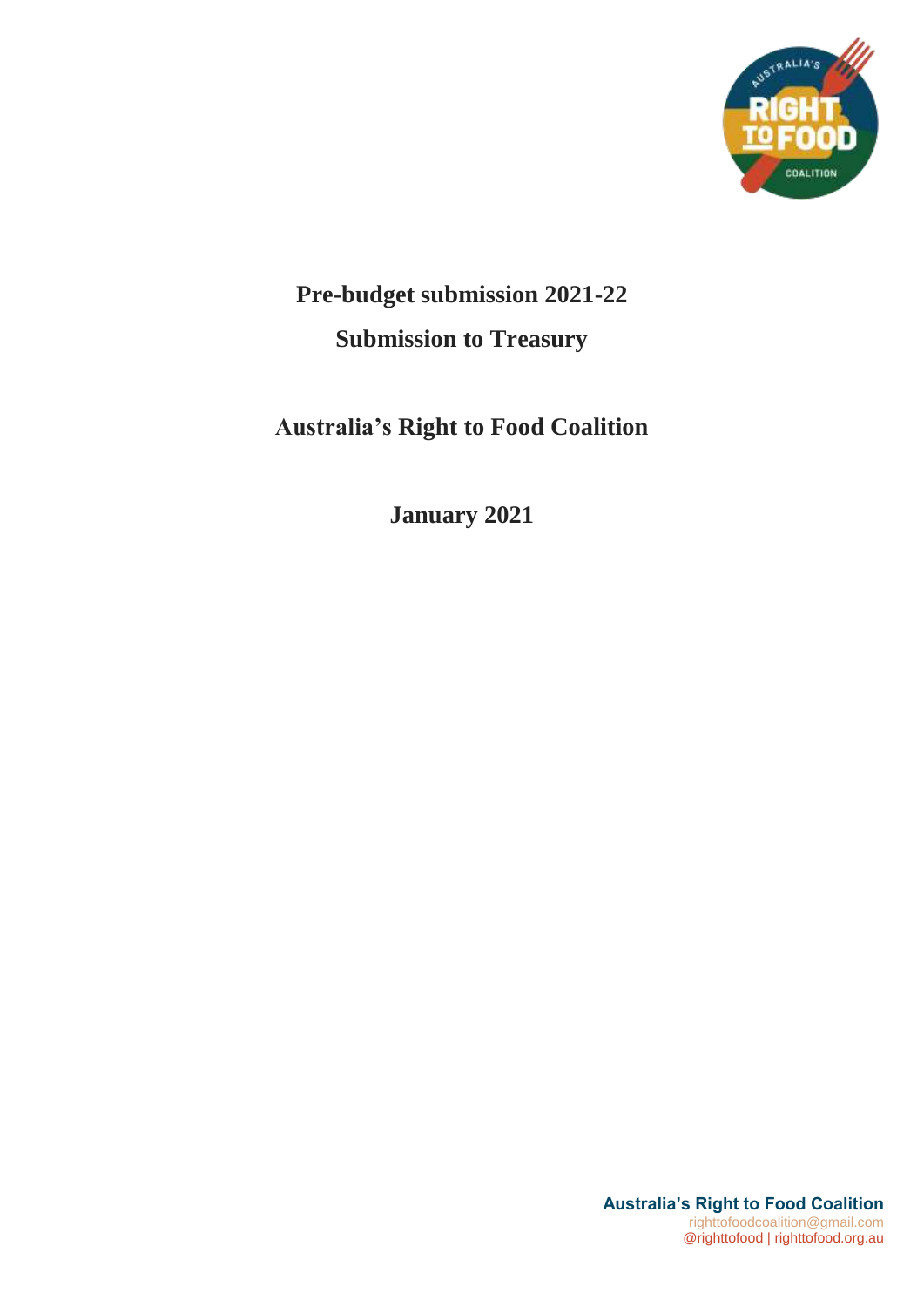# Pre-budget submission 2021-22

## Submission to Treasury

## Australia's Right to Food Coalition

## January 2021

**Australia's Right to Food Coalition**
righttofoodcoalition@gmail.com
@righttofood | righttofood.org.au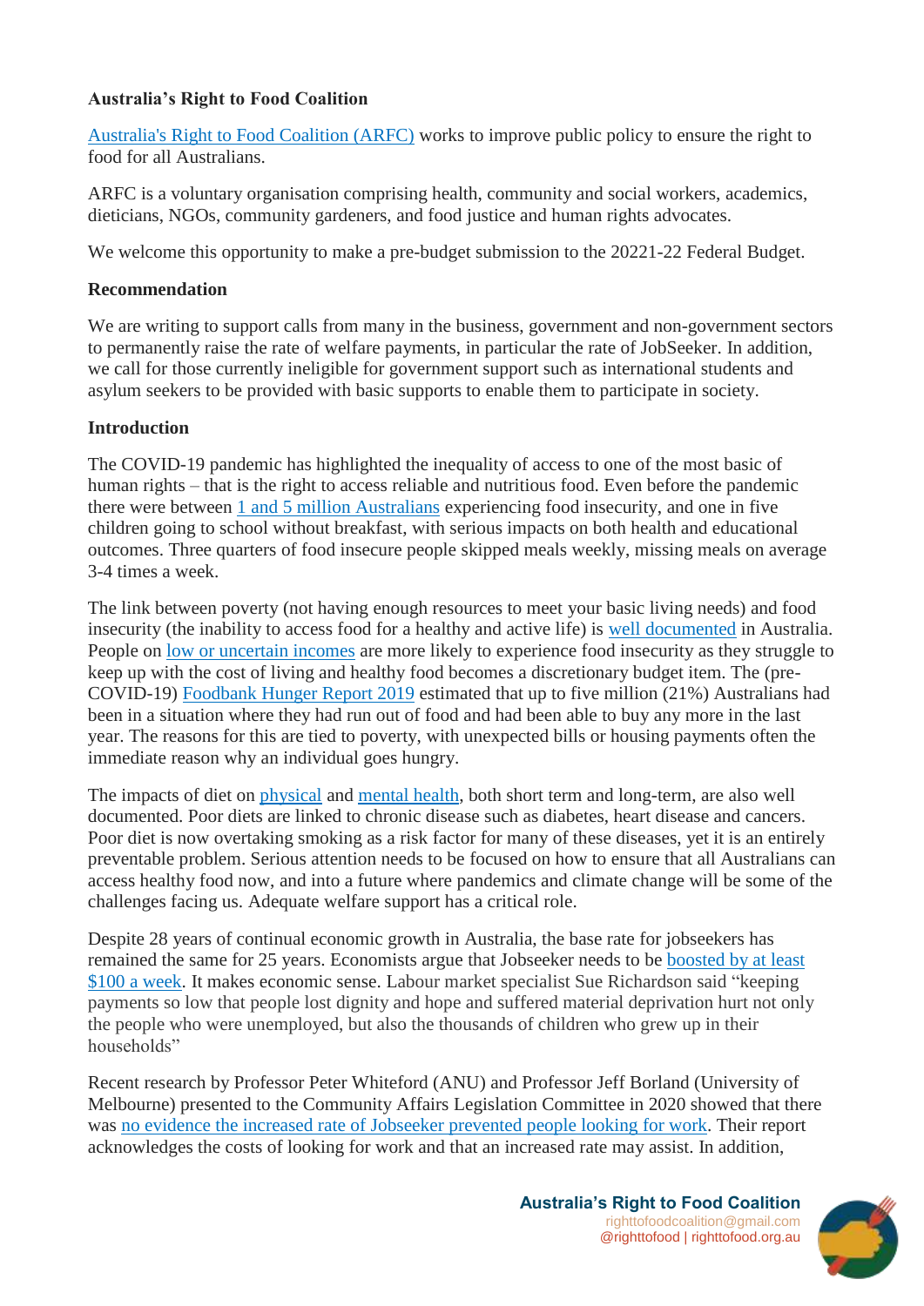**Australia's Right to Food Coalition**

[Australia's Right to Food Coalition (ARFC)](#) works to improve public policy to ensure the right to food for all Australians.

ARFC is a voluntary organisation comprising health, community and social workers, academics, dieticians, NGOs, community gardeners, and food justice and human rights advocates.

We welcome this opportunity to make a pre-budget submission to the 20221-22 Federal Budget.

**Recommendation**

We are writing to support calls from many in the business, government and non-government sectors to permanently raise the rate of welfare payments, in particular the rate of JobSeeker. In addition, we call for those currently ineligible for government support such as international students and asylum seekers to be provided with basic supports to enable them to participate in society.

**Introduction**

The COVID-19 pandemic has highlighted the inequality of access to one of the most basic of human rights – that is the right to access reliable and nutritious food. Even before the pandemic there were between 1 and 5 million Australians experiencing food insecurity, and one in five children going to school without breakfast, with serious impacts on both health and educational outcomes. Three quarters of food insecure people skipped meals weekly, missing meals on average 3-4 times a week.

The link between poverty (not having enough resources to meet your basic living needs) and food insecurity (the inability to access food for a healthy and active life) is well documented in Australia. People on low or uncertain incomes are more likely to experience food insecurity as they struggle to keep up with the cost of living and healthy food becomes a discretionary budget item. The (pre-COVID-19) Foodbank Hunger Report 2019 estimated that up to five million (21%) Australians had been in a situation where they had run out of food and had been able to buy any more in the last year. The reasons for this are tied to poverty, with unexpected bills or housing payments often the immediate reason why an individual goes hungry.

The impacts of diet on physical and mental health, both short term and long-term, are also well documented. Poor diets are linked to chronic disease such as diabetes, heart disease and cancers. Poor diet is now overtaking smoking as a risk factor for many of these diseases, yet it is an entirely preventable problem. Serious attention needs to be focused on how to ensure that all Australians can access healthy food now, and into a future where pandemics and climate change will be some of the challenges facing us. Adequate welfare support has a critical role.

Despite 28 years of continual economic growth in Australia, the base rate for jobseekers has remained the same for 25 years. Economists argue that Jobseeker needs to be boosted by at least $100 a week. It makes economic sense. Labour market specialist Sue Richardson said "keeping payments so low that people lost dignity and hope and suffered material deprivation hurt not only the people who were unemployed, but also the thousands of children who grew up in their households"

Recent research by Professor Peter Whiteford (ANU) and Professor Jeff Borland (University of Melbourne) presented to the Community Affairs Legislation Committee in 2020 showed that there was no evidence the increased rate of Jobseeker prevented people looking for work. Their report acknowledges the costs of looking for work and that an increased rate may assist. In addition,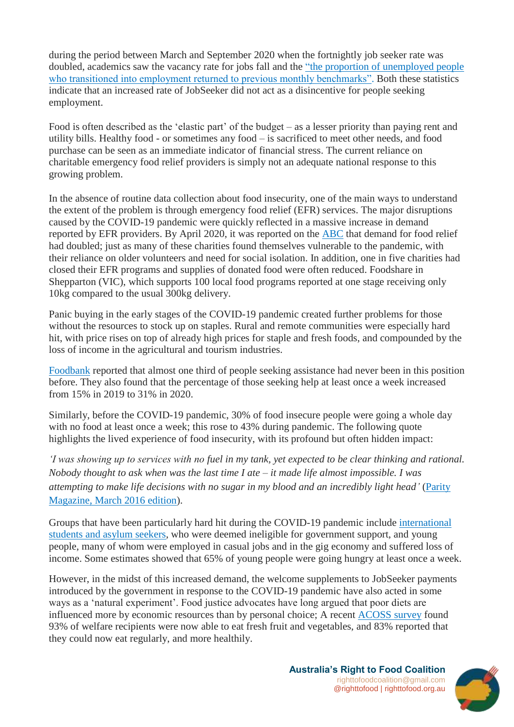during the period between March and September 2020 when the fortnightly job seeker rate was doubled, academics saw the vacancy rate for jobs fall and the "the proportion of unemployed people who transitioned into employment returned to previous monthly benchmarks". Both these statistics indicate that an increased rate of JobSeeker did not act as a disincentive for people seeking employment.

Food is often described as the 'elastic part' of the budget – as a lesser priority than paying rent and utility bills. Healthy food - or sometimes any food – is sacrificed to meet other needs, and food purchase can be seen as an immediate indicator of financial stress. The current reliance on charitable emergency food relief providers is simply not an adequate national response to this growing problem.

In the absence of routine data collection about food insecurity, one of the main ways to understand the extent of the problem is through emergency food relief (EFR) services. The major disruptions caused by the COVID-19 pandemic were quickly reflected in a massive increase in demand reported by EFR providers. By April 2020, it was reported on the ABC that demand for food relief had doubled; just as many of these charities found themselves vulnerable to the pandemic, with their reliance on older volunteers and need for social isolation. In addition, one in five charities had closed their EFR programs and supplies of donated food were often reduced. Foodshare in Shepparton (VIC), which supports 100 local food programs reported at one stage receiving only 10kg compared to the usual 300kg delivery.

Panic buying in the early stages of the COVID-19 pandemic created further problems for those without the resources to stock up on staples. Rural and remote communities were especially hard hit, with price rises on top of already high prices for staple and fresh foods, and compounded by the loss of income in the agricultural and tourism industries.

Foodbank reported that almost one third of people seeking assistance had never been in this position before. They also found that the percentage of those seeking help at least once a week increased from 15% in 2019 to 31% in 2020.

Similarly, before the COVID-19 pandemic, 30% of food insecure people were going a whole day with no food at least once a week; this rose to 43% during pandemic. The following quote highlights the lived experience of food insecurity, with its profound but often hidden impact:

*'I was showing up to services with no fuel in my tank, yet expected to be clear thinking and rational. Nobody thought to ask when was the last time I ate – it made life almost impossible. I was attempting to make life decisions with no sugar in my blood and an incredibly light head'* (Parity Magazine, March 2016 edition).

Groups that have been particularly hard hit during the COVID-19 pandemic include international students and asylum seekers, who were deemed ineligible for government support, and young people, many of whom were employed in casual jobs and in the gig economy and suffered loss of income. Some estimates showed that 65% of young people were going hungry at least once a week.

However, in the midst of this increased demand, the welcome supplements to JobSeeker payments introduced by the government in response to the COVID-19 pandemic have also acted in some ways as a 'natural experiment'. Food justice advocates have long argued that poor diets are influenced more by economic resources than by personal choice; A recent ACOSS survey found 93% of welfare recipients were now able to eat fresh fruit and vegetables, and 83% reported that they could now eat regularly, and more healthily.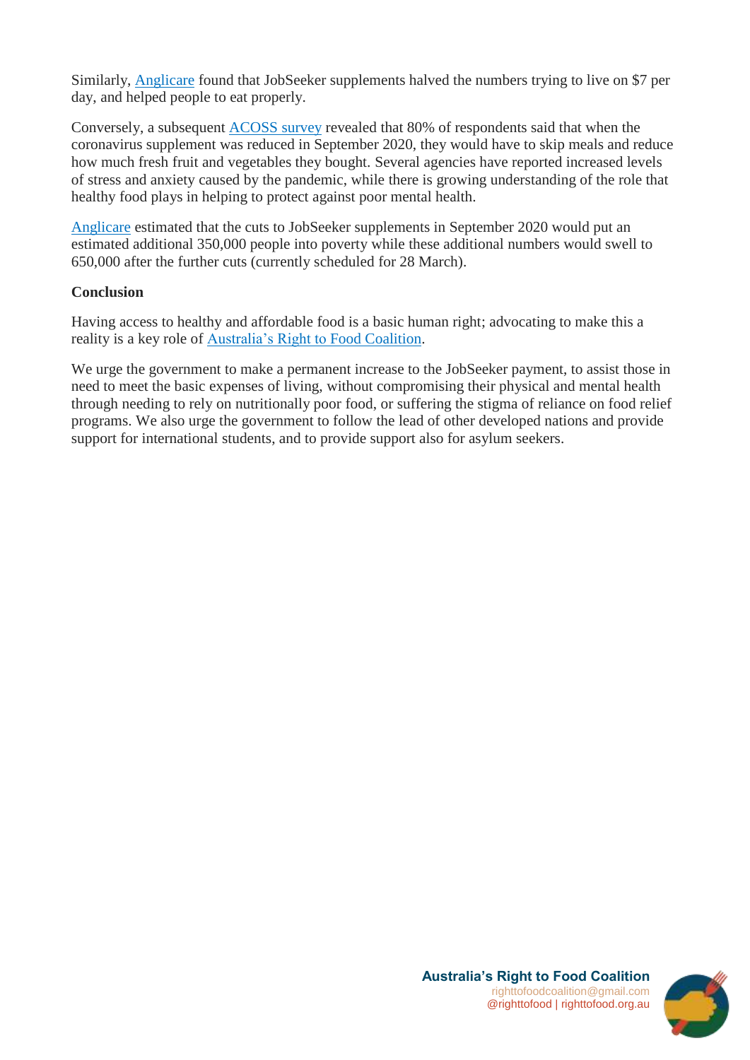Similarly, Anglicare found that JobSeeker supplements halved the numbers trying to live on $7 per day, and helped people to eat properly.

Conversely, a subsequent ACOSS survey revealed that 80% of respondents said that when the coronavirus supplement was reduced in September 2020, they would have to skip meals and reduce how much fresh fruit and vegetables they bought. Several agencies have reported increased levels of stress and anxiety caused by the pandemic, while there is growing understanding of the role that healthy food plays in helping to protect against poor mental health.

Anglicare estimated that the cuts to JobSeeker supplements in September 2020 would put an estimated additional 350,000 people into poverty while these additional numbers would swell to 650,000 after the further cuts (currently scheduled for 28 March).

**Conclusion**

Having access to healthy and affordable food is a basic human right; advocating to make this a reality is a key role of Australia's Right to Food Coalition.

We urge the government to make a permanent increase to the JobSeeker payment, to assist those in need to meet the basic expenses of living, without compromising their physical and mental health through needing to rely on nutritionally poor food, or suffering the stigma of reliance on food relief programs. We also urge the government to follow the lead of other developed nations and provide support for international students, and to provide support also for asylum seekers.

**Australia's Right to Food Coalition**
righttofoodcoalition@gmail.com
@righttofood | righttofood.org.au